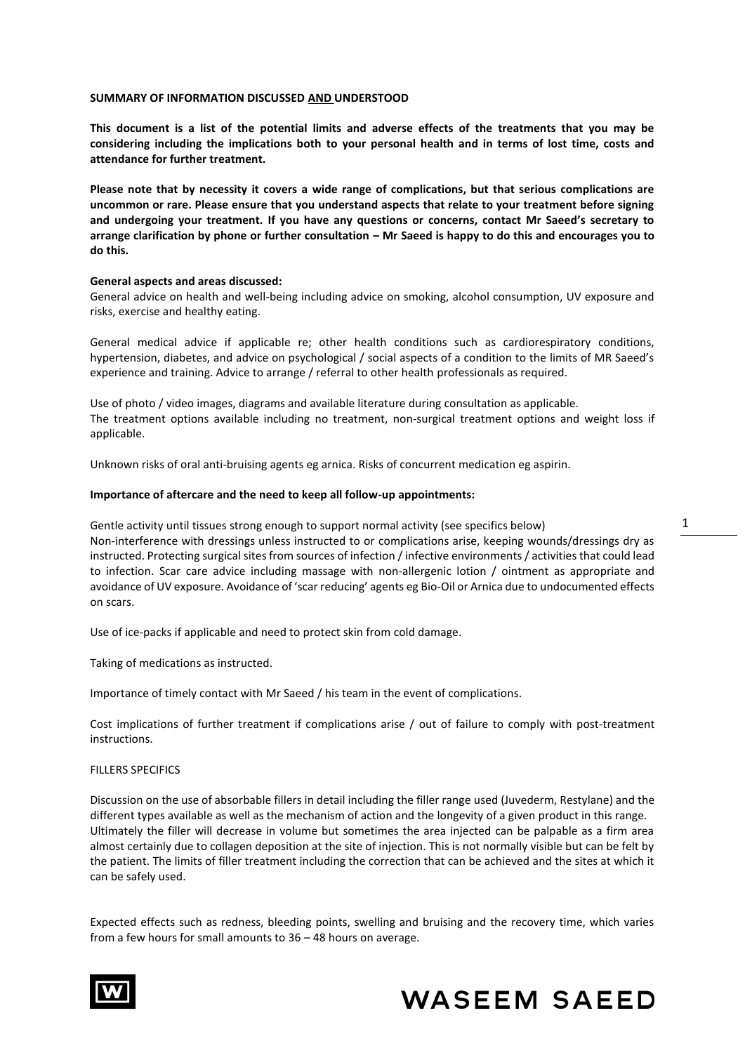**SUMMARY OF INFORMATION DISCUSSED AND UNDERSTOOD**

**This document is a list of the potential limits and adverse effects of the treatments that you may be considering including the implications both to your personal health and in terms of lost time, costs and attendance for further treatment.**

**Please note that by necessity it covers a wide range of complications, but that serious complications are uncommon or rare. Please ensure that you understand aspects that relate to your treatment before signing and undergoing your treatment. If you have any questions or concerns, contact Mr Saeed's secretary to arrange clarification by phone or further consultation – Mr Saeed is happy to do this and encourages you to do this.**

**General aspects and areas discussed:**

General advice on health and well-being including advice on smoking, alcohol consumption, UV exposure and risks, exercise and healthy eating.

General medical advice if applicable re; other health conditions such as cardiorespiratory conditions, hypertension, diabetes, and advice on psychological / social aspects of a condition to the limits of MR Saeed's experience and training. Advice to arrange / referral to other health professionals as required.

Use of photo / video images, diagrams and available literature during consultation as applicable.
The treatment options available including no treatment, non-surgical treatment options and weight loss if applicable.

Unknown risks of oral anti-bruising agents eg arnica. Risks of concurrent medication eg aspirin.

**Importance of aftercare and the need to keep all follow-up appointments:**

Gentle activity until tissues strong enough to support normal activity (see specifics below)
Non-interference with dressings unless instructed to or complications arise, keeping wounds/dressings dry as instructed. Protecting surgical sites from sources of infection / infective environments / activities that could lead to infection. Scar care advice including massage with non-allergenic lotion / ointment as appropriate and avoidance of UV exposure. Avoidance of 'scar reducing' agents eg Bio-Oil or Arnica due to undocumented effects on scars.

Use of ice-packs if applicable and need to protect skin from cold damage.

Taking of medications as instructed.

Importance of timely contact with Mr Saeed / his team in the event of complications.

Cost implications of further treatment if complications arise / out of failure to comply with post-treatment instructions.

FILLERS SPECIFICS

Discussion on the use of absorbable fillers in detail including the filler range used (Juvederm, Restylane) and the different types available as well as the mechanism of action and the longevity of a given product in this range.
Ultimately the filler will decrease in volume but sometimes the area injected can be palpable as a firm area almost certainly due to collagen deposition at the site of injection. This is not normally visible but can be felt by the patient. The limits of filler treatment including the correction that can be achieved and the sites at which it can be safely used.

Expected effects such as redness, bleeding points, swelling and bruising and the recovery time, which varies from a few hours for small amounts to 36 – 48 hours on average.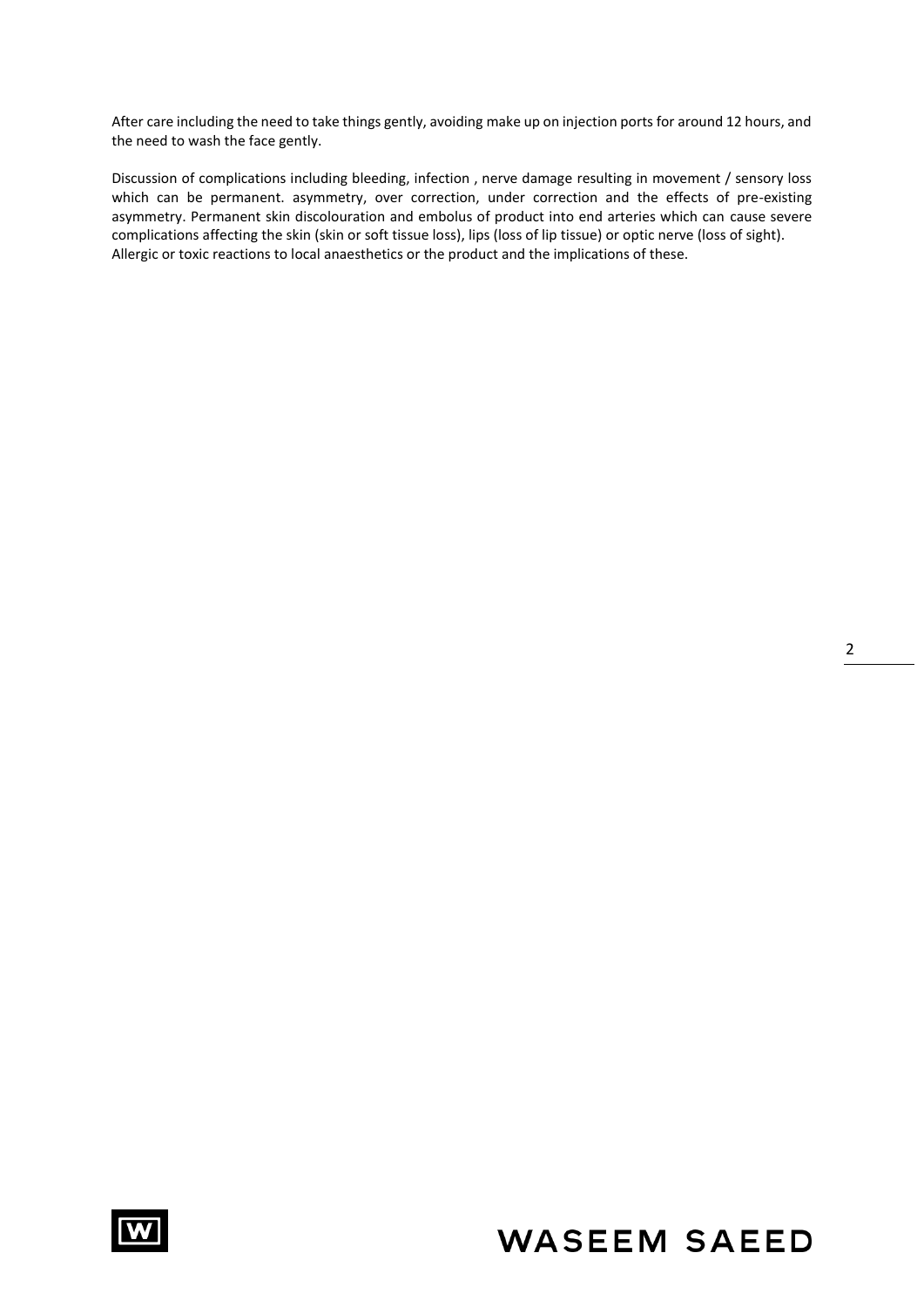After care including the need to take things gently, avoiding make up on injection ports for around 12 hours, and the need to wash the face gently.

Discussion of complications including bleeding, infection , nerve damage resulting in movement / sensory loss which can be permanent. asymmetry, over correction, under correction and the effects of pre-existing asymmetry. Permanent skin discolouration and embolus of product into end arteries which can cause severe complications affecting the skin (skin or soft tissue loss), lips (loss of lip tissue) or optic nerve (loss of sight). Allergic or toxic reactions to local anaesthetics or the product and the implications of these.